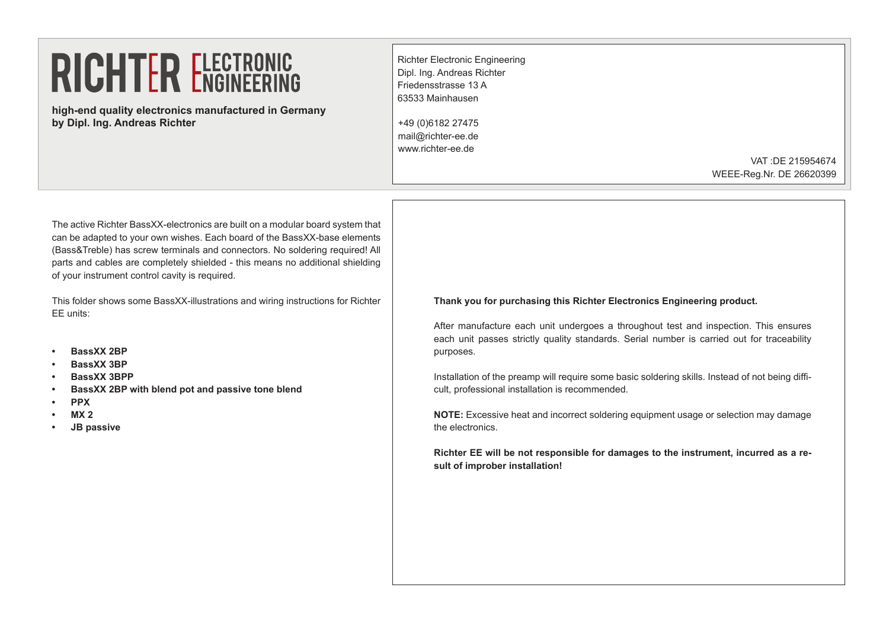# RICHTER ELECTRONIC ENGINEERING

**high-end quality electronics manufactured in Germany by Dipl. Ing. Andreas Richter**

Richter Electronic Engineering
Dipl. Ing. Andreas Richter
Friedensstrasse 13 A
63533 Mainhausen

+49 (0)6182 27475
mail@richter-ee.de
www.richter-ee.de

VAT :DE 215954674
WEEE-Reg.Nr. DE 26620399

The active Richter BassXX-electronics are built on a modular board system that can be adapted to your own wishes. Each board of the BassXX-base elements (Bass&Treble) has screw terminals and connectors. No soldering required! All parts and cables are completely shielded - this means no additional shielding of your instrument control cavity is required.

This folder shows some BassXX-illustrations and wiring instructions for Richter EE units:

- **BassXX 2BP**
- **BassXX 3BP**
- **BassXX 3BPP**
- **BassXX 2BP with blend pot and passive tone blend**
- **PPX**
- **MX 2**
- **JB passive**

**Thank you for purchasing this Richter Electronics Engineering product.**

After manufacture each unit undergoes a throughout test and inspection. This ensures each unit passes strictly quality standards. Serial number is carried out for traceability purposes.

Installation of the preamp will require some basic soldering skills. Instead of not being difficult, professional installation is recommended.

**NOTE:** Excessive heat and incorrect soldering equipment usage or selection may damage the electronics.

**Richter EE will be not responsible for damages to the instrument, incurred as a result of improber installation!**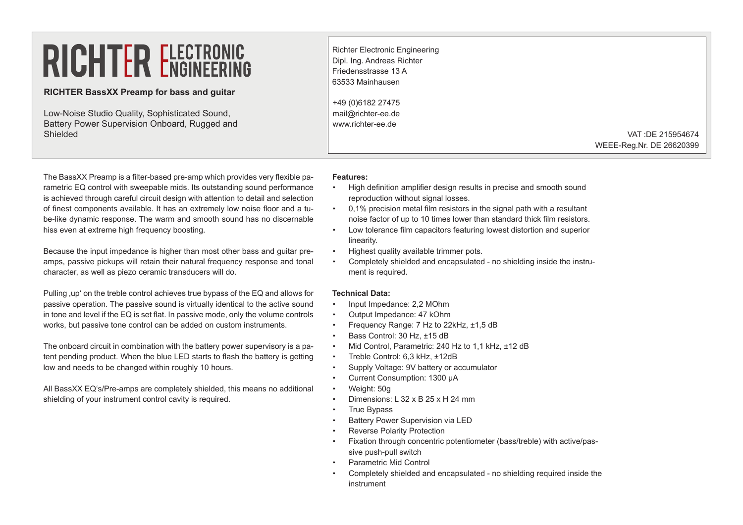# RICHTER ELECTRONIC ENGINEERING

**RICHTER BassXX Preamp for bass and guitar**

Low-Noise Studio Quality, Sophisticated Sound, Battery Power Supervision Onboard, Rugged and Shielded

Richter Electronic Engineering
Dipl. Ing. Andreas Richter
Friedensstrasse 13 A
63533 Mainhausen

+49 (0)6182 27475
mail@richter-ee.de
www.richter-ee.de

VAT :DE 215954674
WEEE-Reg.Nr. DE 26620399

The BassXX Preamp is a filter-based pre-amp which provides very flexible parametric EQ control with sweepable mids. Its outstanding sound performance is achieved through careful circuit design with attention to detail and selection of finest components available. It has an extremely low noise floor and a tube-like dynamic response. The warm and smooth sound has no discernable hiss even at extreme high frequency boosting.

Because the input impedance is higher than most other bass and guitar preamps, passive pickups will retain their natural frequency response and tonal character, as well as piezo ceramic transducers will do.

Pulling ‚up' on the treble control achieves true bypass of the EQ and allows for passive operation. The passive sound is virtually identical to the active sound in tone and level if the EQ is set flat. In passive mode, only the volume controls works, but passive tone control can be added on custom instruments.

The onboard circuit in combination with the battery power supervisory is a patent pending product. When the blue LED starts to flash the battery is getting low and needs to be changed within roughly 10 hours.

All BassXX EQ's/Pre-amps are completely shielded, this means no additional shielding of your instrument control cavity is required.

**Features:**

- High definition amplifier design results in precise and smooth sound reproduction without signal losses.
- 0,1% precision metal film resistors in the signal path with a resultant noise factor of up to 10 times lower than standard thick film resistors.
- Low tolerance film capacitors featuring lowest distortion and superior linearity.
- Highest quality available trimmer pots.
- Completely shielded and encapsulated - no shielding inside the instrument is required.

**Technical Data:**

- Input Impedance: 2,2 MOhm
- Output Impedance: 47 kOhm
- Frequency Range: 7 Hz to 22kHz, ±1,5 dB
- Bass Control: 30 Hz, ±15 dB
- Mid Control, Parametric: 240 Hz to 1,1 kHz, ±12 dB
- Treble Control: 6,3 kHz, ±12dB
- Supply Voltage: 9V battery or accumulator
- Current Consumption: 1300 µA
- Weight: 50g
- Dimensions: L 32 x B 25 x H 24 mm
- True Bypass
- Battery Power Supervision via LED
- Reverse Polarity Protection
- Fixation through concentric potentiometer (bass/treble) with active/passive push-pull switch
- Parametric Mid Control
- Completely shielded and encapsulated - no shielding required inside the instrument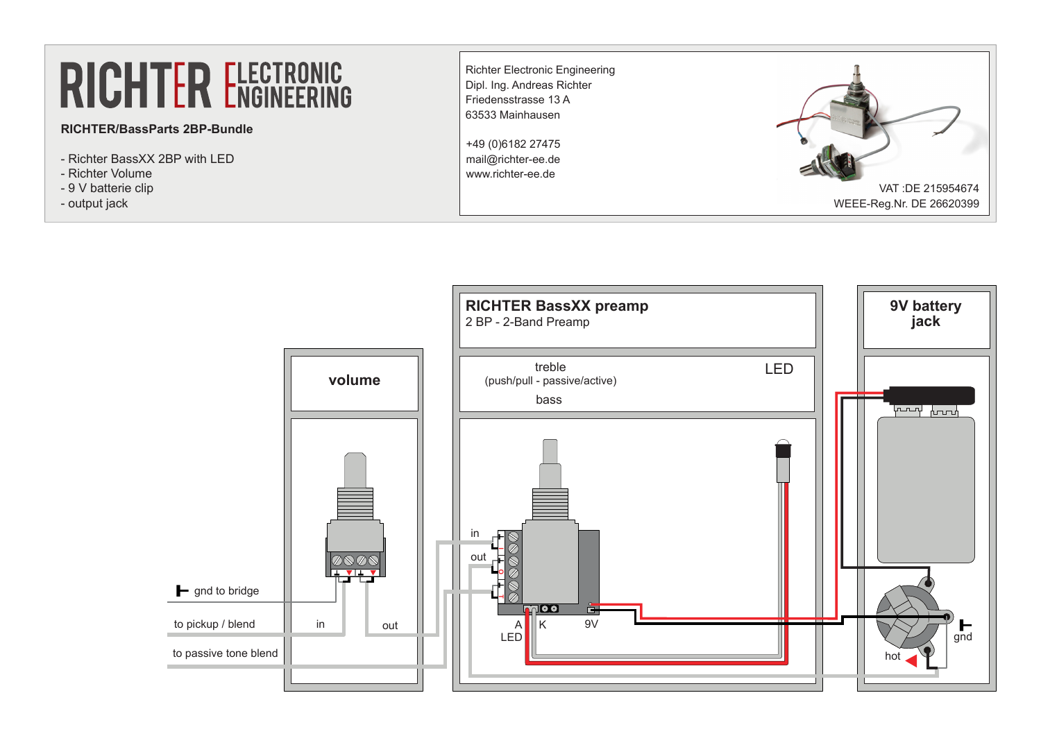# RICHTER ELECTRONIC ENGINEERING

**RICHTER/BassParts 2BP-Bundle**

- Richter BassXX 2BP with LED
- Richter Volume
- 9 V batterie clip
- output jack

Richter Electronic Engineering
Dipl. Ing. Andreas Richter
Friedensstrasse 13 A
63533 Mainhausen

+49 (0)6182 27475
mail@richter-ee.de
www.richter-ee.de

VAT :DE 215954674
WEEE-Reg.Nr. DE 26620399

**volume**

gnd to bridge

to pickup / blend

to passive tone blend

in

out

**RICHTER BassXX preamp**
2 BP - 2-Band Preamp

treble
(push/pull - passive/active)
bass

LED

in

out

A
LED

K

9V

**9V battery jack**

gnd

hot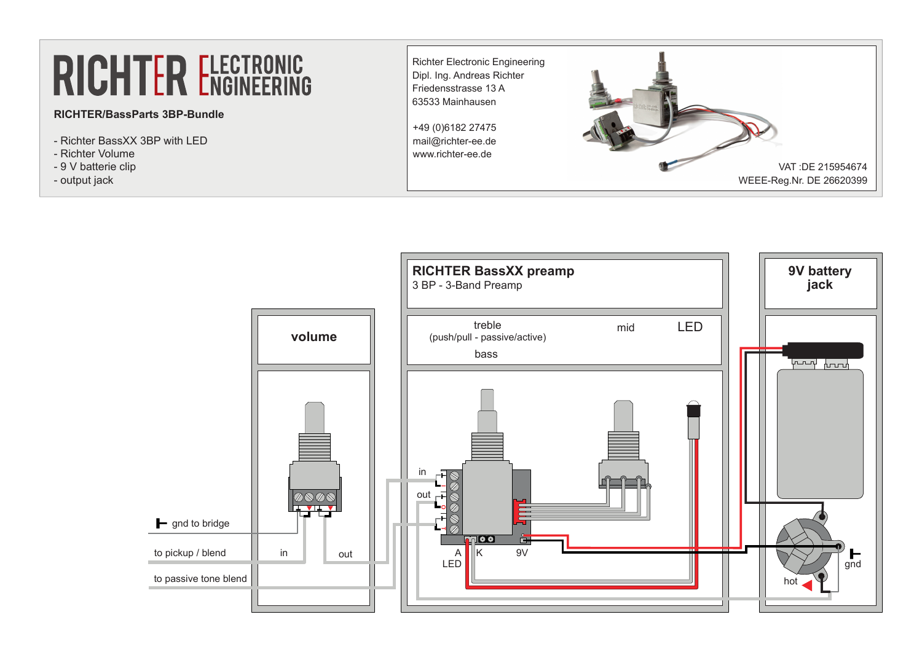# RICHTER ELECTRONIC ENGINEERING

**RICHTER/BassParts 3BP-Bundle**

- Richter BassXX 3BP with LED
- Richter Volume
- 9 V batterie clip
- output jack

Richter Electronic Engineering
Dipl. Ing. Andreas Richter
Friedensstrasse 13 A
63533 Mainhausen

+49 (0)6182 27475
mail@richter-ee.de
www.richter-ee.de

VAT :DE 215954674
WEEE-Reg.Nr. DE 26620399

**volume**

gnd to bridge

to pickup / blend

to passive tone blend

in

out

**RICHTER BassXX preamp**
3 BP - 3-Band Preamp

treble
(push/pull - passive/active)
bass

mid

LED

in

out

A
LED

K

9V

**9V battery jack**

gnd

hot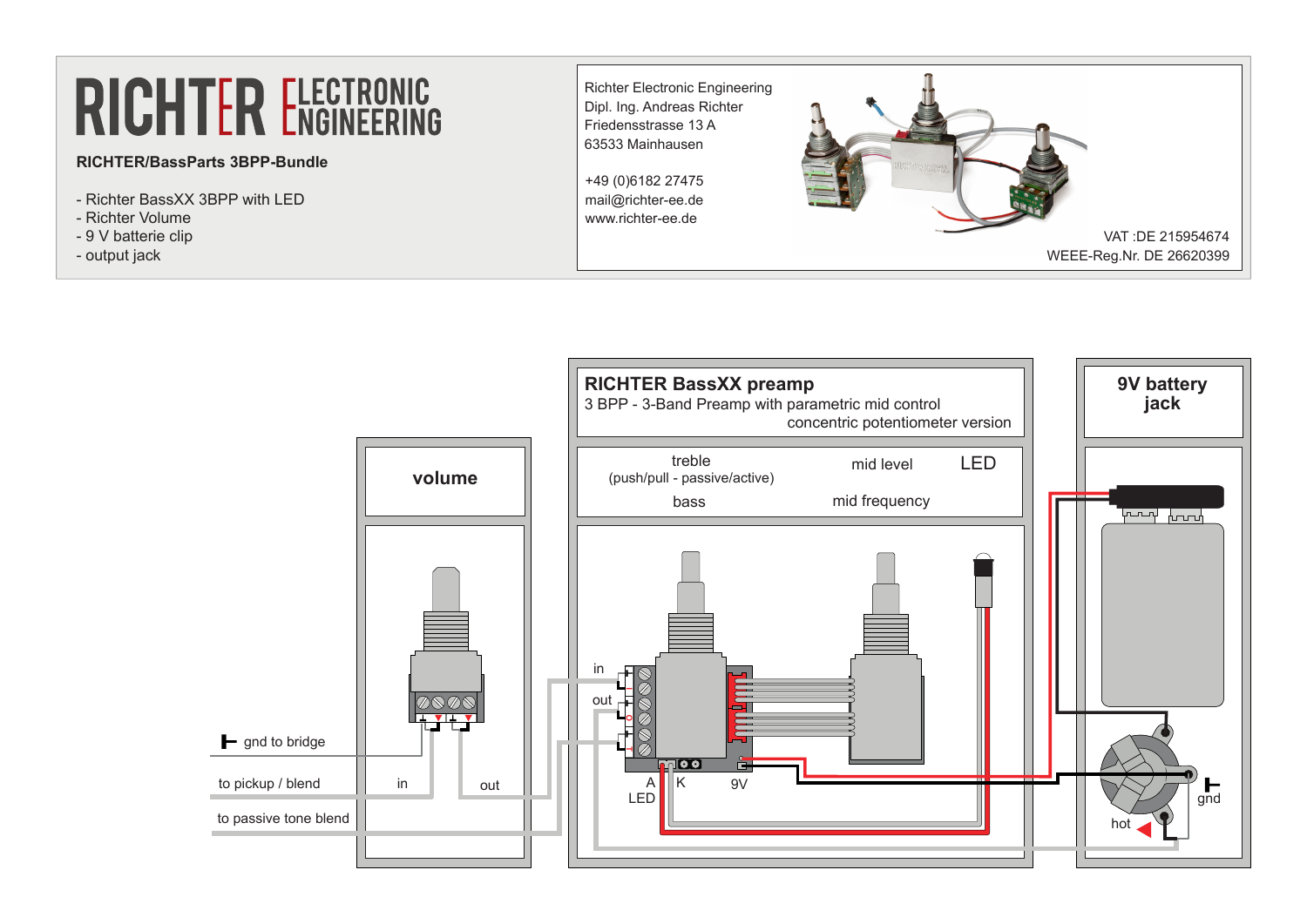# RICHTER ELECTRONIC ENGINEERING

**RICHTER/BassParts 3BPP-Bundle**

- Richter BassXX 3BPP with LED
- Richter Volume
- 9 V batterie clip
- output jack

Richter Electronic Engineering
Dipl. Ing. Andreas Richter
Friedensstrasse 13 A
63533 Mainhausen

+49 (0)6182 27475
mail@richter-ee.de
www.richter-ee.de

VAT :DE 215954674
WEEE-Reg.Nr. DE 26620399

**volume**

gnd to bridge

to pickup / blend

to passive tone blend

in

out

**RICHTER BassXX preamp**

3 BPP - 3-Band Preamp with parametric mid control

concentric potentiometer version

treble
(push/pull - passive/active)

bass

mid level

mid frequency

LED

in

out

A K 9V

LED

**9V battery jack**

gnd

hot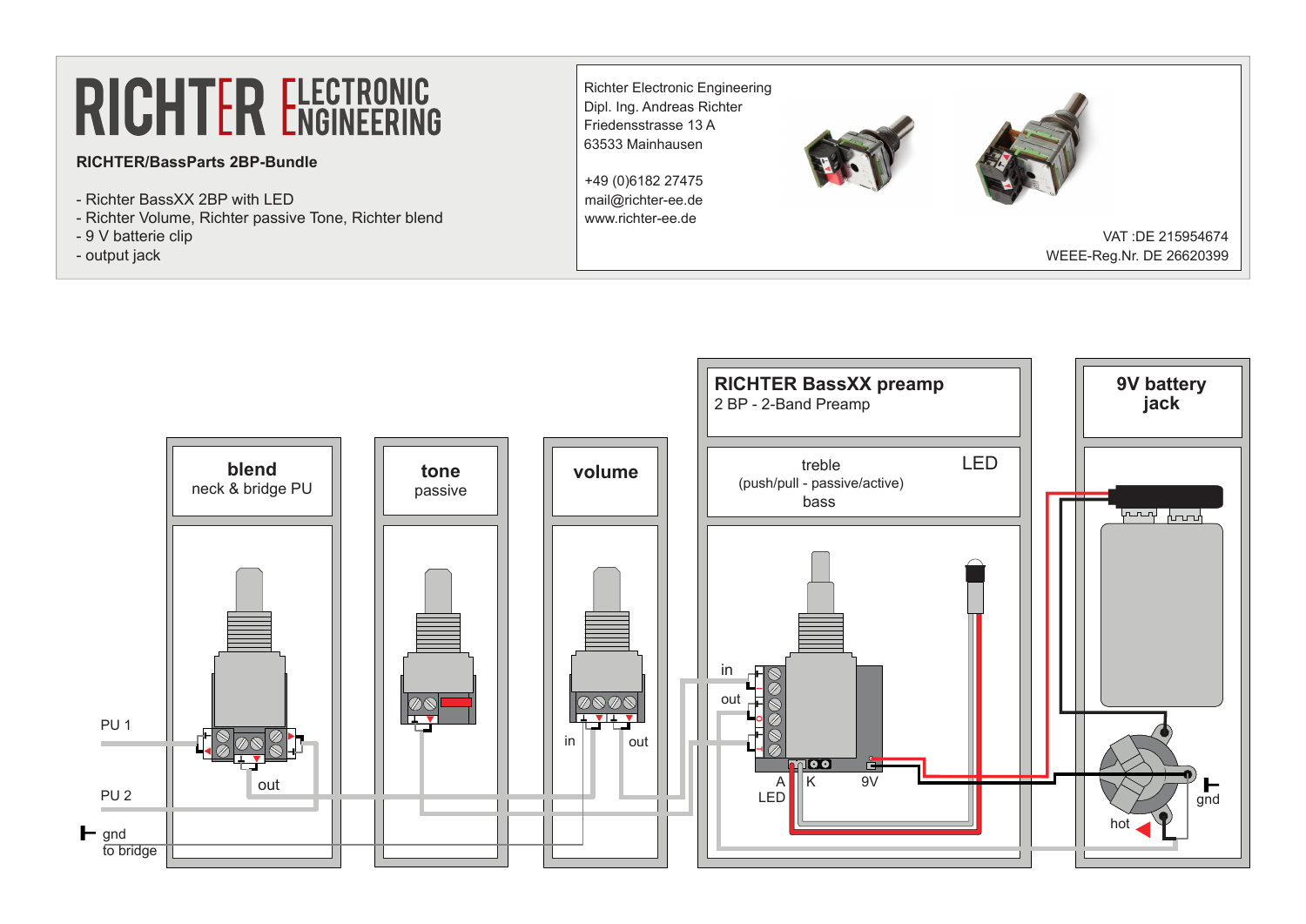# RICHTER ELECTRONIC ENGINEERING

**RICHTER/BassParts 2BP-Bundle**

- Richter BassXX 2BP with LED
- Richter Volume, Richter passive Tone, Richter blend
- 9 V batterie clip
- output jack

Richter Electronic Engineering
Dipl. Ing. Andreas Richter
Friedensstrasse 13 A
63533 Mainhausen

+49 (0)6182 27475
mail@richter-ee.de
www.richter-ee.de

VAT :DE 215954674
WEEE-Reg.Nr. DE 26620399

**blend**
neck & bridge PU

**tone**
passive

**volume**

**RICHTER BassXX preamp**
2 BP - 2-Band Preamp

treble
(push/pull - passive/active)
bass

LED

**9V battery jack**

PU 1

PU 2

gnd
to bridge

out

in

out

in

out

A
LED

K

9V

hot

gnd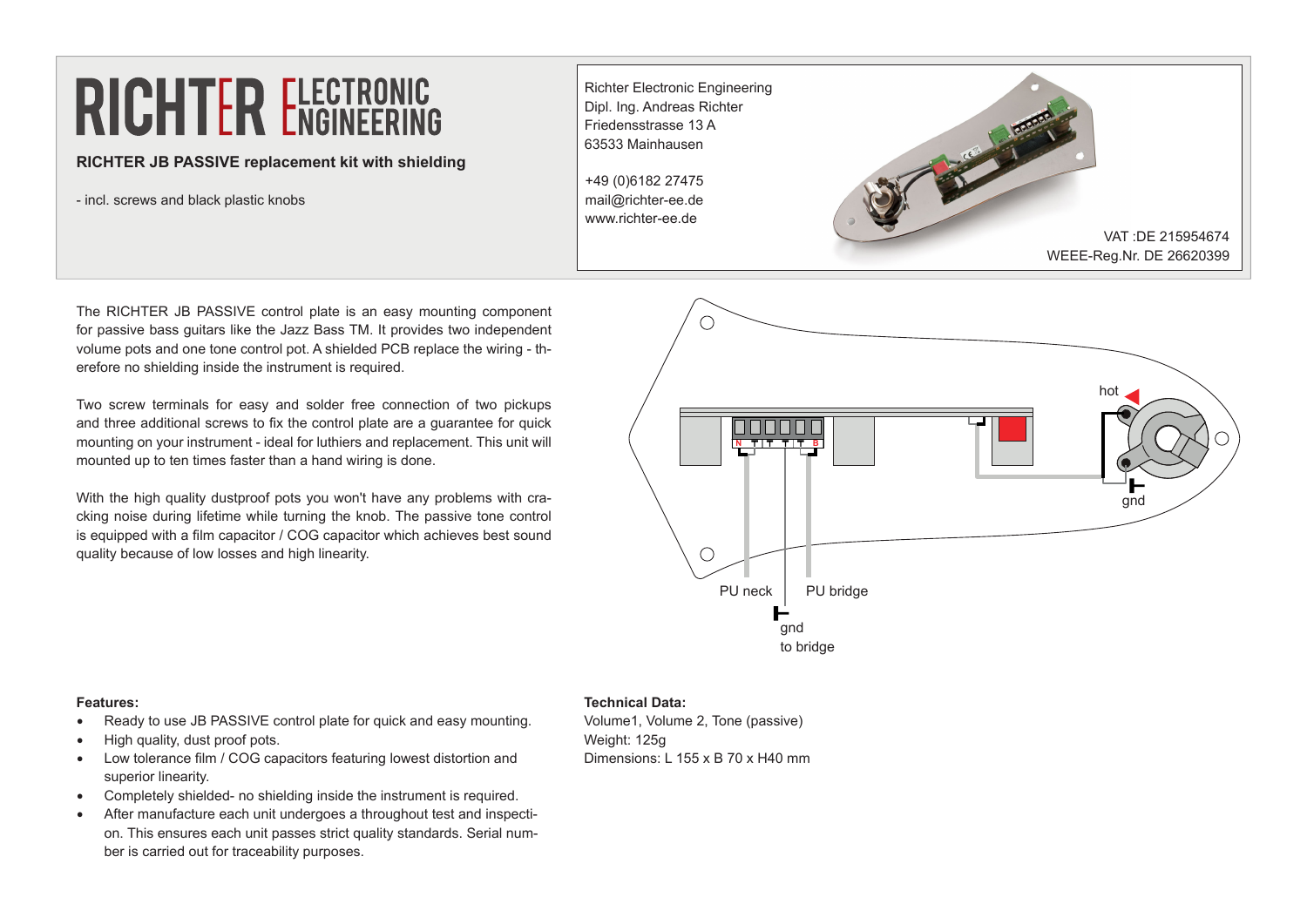# RICHTER ELECTRONIC ENGINEERING

**RICHTER JB PASSIVE replacement kit with shielding**

- incl. screws and black plastic knobs

Richter Electronic Engineering
Dipl. Ing. Andreas Richter
Friedensstrasse 13 A
63533 Mainhausen

+49 (0)6182 27475
mail@richter-ee.de
www.richter-ee.de

VAT :DE 215954674
WEEE-Reg.Nr. DE 26620399

The RICHTER JB PASSIVE control plate is an easy mounting component for passive bass guitars like the Jazz Bass TM. It provides two independent volume pots and one tone control pot. A shielded PCB replace the wiring - therefore no shielding inside the instrument is required.

Two screw terminals for easy and solder free connection of two pickups and three additional screws to fix the control plate are a guarantee for quick mounting on your instrument - ideal for luthiers and replacement. This unit will mounted up to ten times faster than a hand wiring is done.

With the high quality dustproof pots you won't have any problems with cracking noise during lifetime while turning the knob. The passive tone control is equipped with a film capacitor / COG capacitor which achieves best sound quality because of low losses and high linearity.

hot

gnd

PU neck

PU bridge

gnd
to bridge

**Features:**

- Ready to use JB PASSIVE control plate for quick and easy mounting.
- High quality, dust proof pots.
- Low tolerance film / COG capacitors featuring lowest distortion and superior linearity.
- Completely shielded- no shielding inside the instrument is required.
- After manufacture each unit undergoes a throughout test and inspection. This ensures each unit passes strict quality standards. Serial number is carried out for traceability purposes.

**Technical Data:**

Volume1, Volume 2, Tone (passive)
Weight: 125g
Dimensions: L 155 x B 70 x H40 mm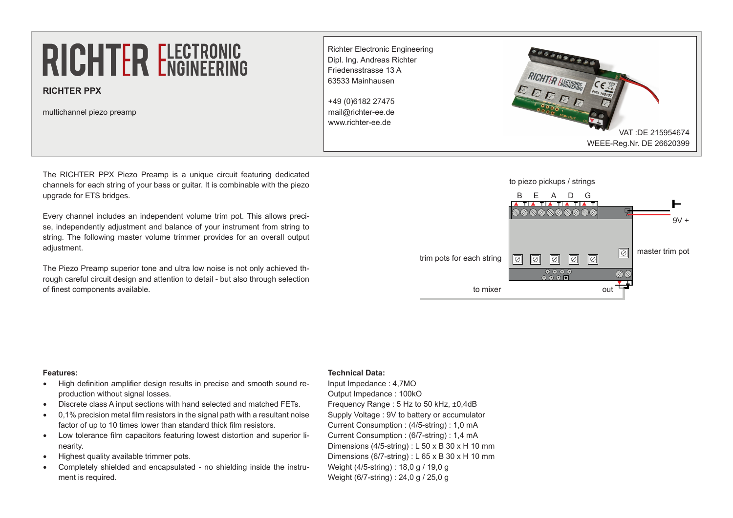# RICHTER ELECTRONIC ENGINEERING

**RICHTER PPX**

multichannel piezo preamp

Richter Electronic Engineering
Dipl. Ing. Andreas Richter
Friedensstrasse 13 A
63533 Mainhausen

+49 (0)6182 27475
mail@richter-ee.de
www.richter-ee.de

VAT :DE 215954674
WEEE-Reg.Nr. DE 26620399

The RICHTER PPX Piezo Preamp is a unique circuit featuring dedicated channels for each string of your bass or guitar. It is combinable with the piezo upgrade for ETS bridges.

Every channel includes an independent volume trim pot. This allows precise, independently adjustment and balance of your instrument from string to string. The following master volume trimmer provides for an overall output adjustment.

The Piezo Preamp superior tone and ultra low noise is not only achieved through careful circuit design and attention to detail - but also through selection of finest components available.

to piezo pickups / strings

B E A D G

9V +

trim pots for each string

master trim pot

to mixer

out

**Features:**

- High definition amplifier design results in precise and smooth sound reproduction without signal losses.
- Discrete class A input sections with hand selected and matched FETs.
- 0,1% precision metal film resistors in the signal path with a resultant noise factor of up to 10 times lower than standard thick film resistors.
- Low tolerance film capacitors featuring lowest distortion and superior linearity.
- Highest quality available trimmer pots.
- Completely shielded and encapsulated - no shielding inside the instrument is required.

**Technical Data:**

Input Impedance : 4,7MO
Output Impedance : 100kO
Frequency Range : 5 Hz to 50 kHz, ±0,4dB
Supply Voltage : 9V to battery or accumulator
Current Consumption : (4/5-string) : 1,0 mA
Current Consumption : (6/7-string) : 1,4 mA
Dimensions (4/5-string) : L 50 x B 30 x H 10 mm
Dimensions (6/7-string) : L 65 x B 30 x H 10 mm
Weight (4/5-string) : 18,0 g / 19,0 g
Weight (6/7-string) : 24,0 g / 25,0 g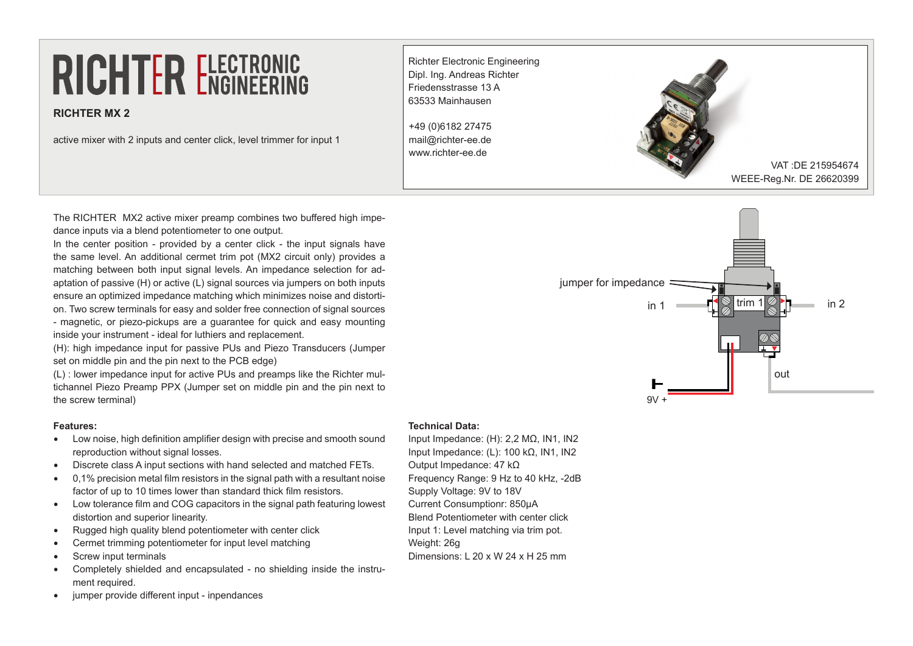# RICHTER ELECTRONIC ENGINEERING

**RICHTER MX 2**

active mixer with 2 inputs and center click, level trimmer for input 1

Richter Electronic Engineering
Dipl. Ing. Andreas Richter
Friedensstrasse 13 A
63533 Mainhausen

+49 (0)6182 27475
mail@richter-ee.de
www.richter-ee.de

VAT :DE 215954674
WEEE-Reg.Nr. DE 26620399

The RICHTER MX2 active mixer preamp combines two buffered high impedance inputs via a blend potentiometer to one output.
In the center position - provided by a center click - the input signals have the same level. An additional cermet trim pot (MX2 circuit only) provides a matching between both input signal levels. An impedance selection for adaptation of passive (H) or active (L) signal sources via jumpers on both inputs ensure an optimized impedance matching which minimizes noise and distortion. Two screw terminals for easy and solder free connection of signal sources - magnetic, or piezo-pickups are a guarantee for quick and easy mounting inside your instrument - ideal for luthiers and replacement.
(H): high impedance input for passive PUs and Piezo Transducers (Jumper set on middle pin and the pin next to the PCB edge)
(L) : lower impedance input for active PUs and preamps like the Richter multichannel Piezo Preamp PPX (Jumper set on middle pin and the pin next to the screw terminal)

jumper for impedance

in 1

trim 1

in 2

out

9V +

**Features:**

- Low noise, high definition amplifier design with precise and smooth sound reproduction without signal losses.
- Discrete class A input sections with hand selected and matched FETs.
- 0,1% precision metal film resistors in the signal path with a resultant noise factor of up to 10 times lower than standard thick film resistors.
- Low tolerance film and COG capacitors in the signal path featuring lowest distortion and superior linearity.
- Rugged high quality blend potentiometer with center click
- Cermet trimming potentiometer for input level matching
- Screw input terminals
- Completely shielded and encapsulated - no shielding inside the instrument required.
- jumper provide different input - inpendances

**Technical Data:**

Input Impedance: (H): 2,2 MΩ, IN1, IN2
Input Impedance: (L): 100 kΩ, IN1, IN2
Output Impedance: 47 kΩ
Frequency Range: 9 Hz to 40 kHz, -2dB
Supply Voltage: 9V to 18V
Current Consumptionr: 850µA
Blend Potentiometer with center click
Input 1: Level matching via trim pot.
Weight: 26g
Dimensions: L 20 x W 24 x H 25 mm